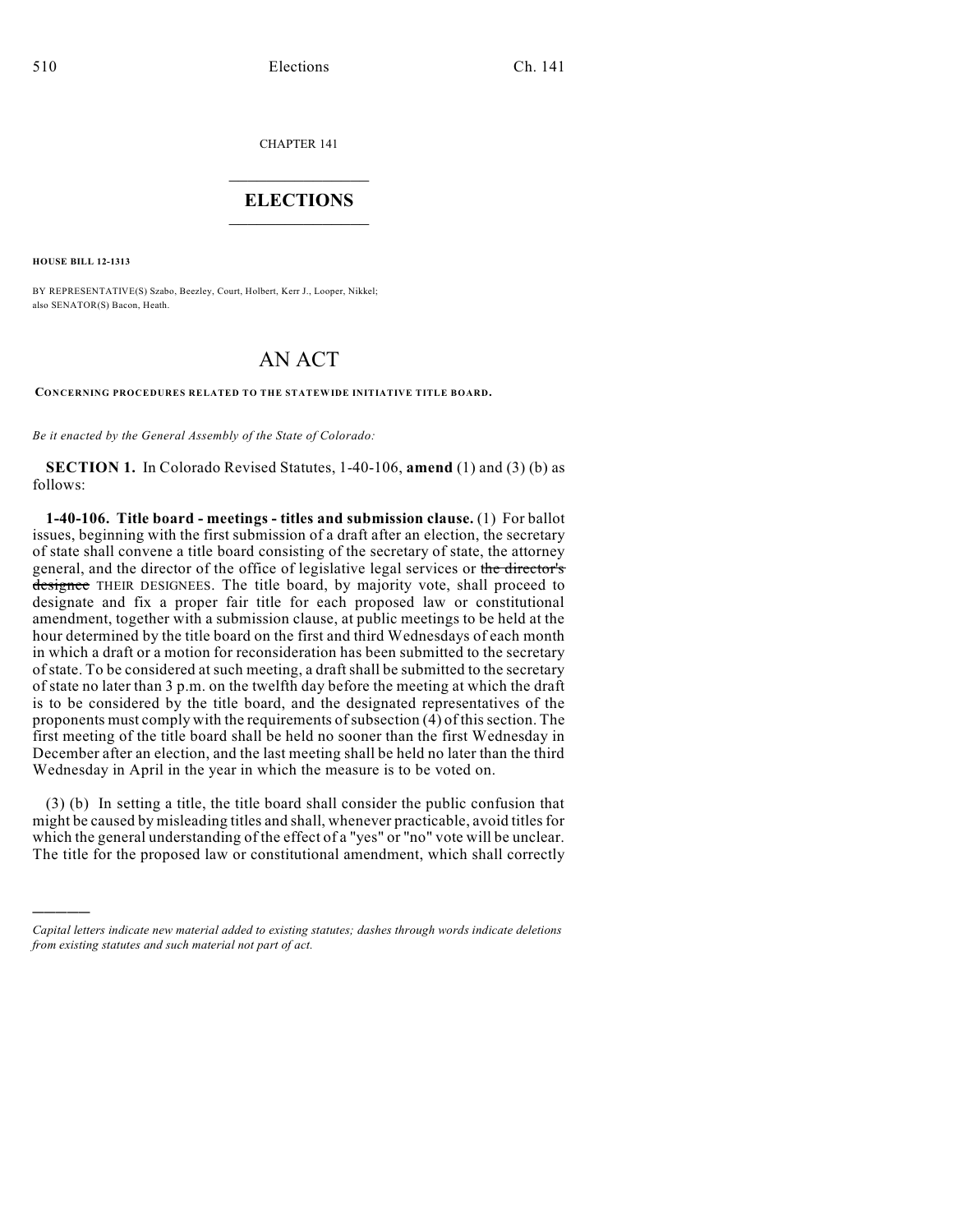CHAPTER 141

# ELECTIONS

**HOUSE BILL 12-1313**

BY REPRESENTATIVE(S) Szabo, Beezley, Court, Holbert, Kerr J., Looper, Nikkel; also SENATOR(S) Bacon, Heath.

# AN ACT

**CONCERNING PROCEDURES RELATED TO THE STATEWIDE INITIATIVE TITLE BOARD.**

*Be it enacted by the General Assembly of the State of Colorado:*

**SECTION 1.** In Colorado Revised Statutes, 1-40-106, **amend** (1) and (3) (b) as follows:

**1-40-106. Title board - meetings - titles and submission clause.** (1) For ballot issues, beginning with the first submission of a draft after an election, the secretary of state shall convene a title board consisting of the secretary of state, the attorney general, and the director of the office of legislative legal services or ~~the director's designee~~ THEIR DESIGNEES. The title board, by majority vote, shall proceed to designate and fix a proper fair title for each proposed law or constitutional amendment, together with a submission clause, at public meetings to be held at the hour determined by the title board on the first and third Wednesdays of each month in which a draft or a motion for reconsideration has been submitted to the secretary of state. To be considered at such meeting, a draft shall be submitted to the secretary of state no later than 3 p.m. on the twelfth day before the meeting at which the draft is to be considered by the title board, and the designated representatives of the proponents must comply with the requirements of subsection (4) of this section. The first meeting of the title board shall be held no sooner than the first Wednesday in December after an election, and the last meeting shall be held no later than the third Wednesday in April in the year in which the measure is to be voted on.

(3) (b) In setting a title, the title board shall consider the public confusion that might be caused by misleading titles and shall, whenever practicable, avoid titles for which the general understanding of the effect of a "yes" or "no" vote will be unclear. The title for the proposed law or constitutional amendment, which shall correctly

*Capital letters indicate new material added to existing statutes; dashes through words indicate deletions from existing statutes and such material not part of act.*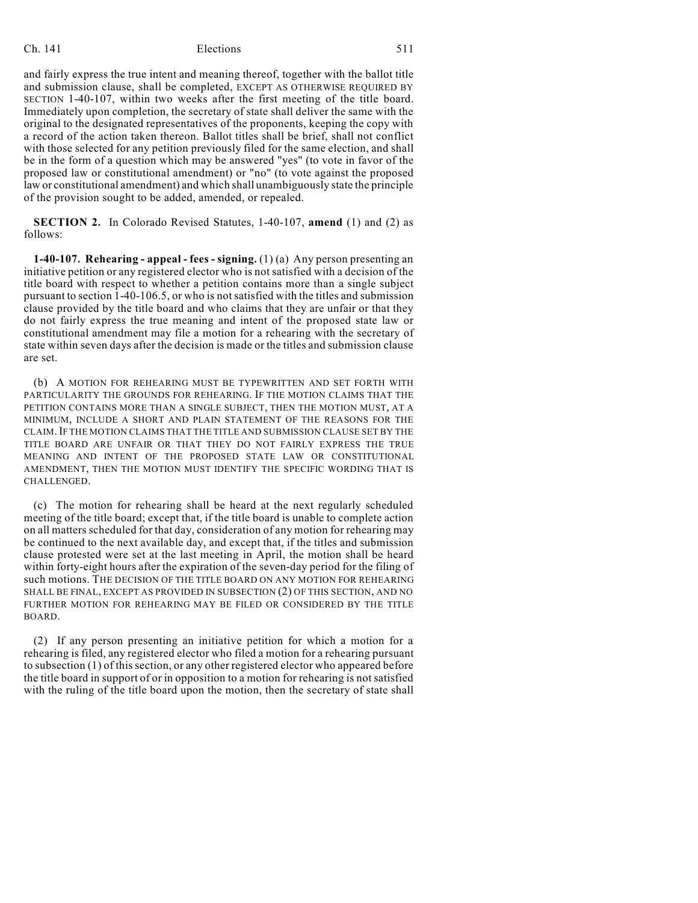and fairly express the true intent and meaning thereof, together with the ballot title and submission clause, shall be completed, EXCEPT AS OTHERWISE REQUIRED BY SECTION 1-40-107, within two weeks after the first meeting of the title board. Immediately upon completion, the secretary of state shall deliver the same with the original to the designated representatives of the proponents, keeping the copy with a record of the action taken thereon. Ballot titles shall be brief, shall not conflict with those selected for any petition previously filed for the same election, and shall be in the form of a question which may be answered "yes" (to vote in favor of the proposed law or constitutional amendment) or "no" (to vote against the proposed law or constitutional amendment) and which shall unambiguously state the principle of the provision sought to be added, amended, or repealed.

**SECTION 2.** In Colorado Revised Statutes, 1-40-107, **amend** (1) and (2) as follows:

**1-40-107. Rehearing - appeal - fees - signing.** (1) (a) Any person presenting an initiative petition or any registered elector who is not satisfied with a decision of the title board with respect to whether a petition contains more than a single subject pursuant to section 1-40-106.5, or who is not satisfied with the titles and submission clause provided by the title board and who claims that they are unfair or that they do not fairly express the true meaning and intent of the proposed state law or constitutional amendment may file a motion for a rehearing with the secretary of state within seven days after the decision is made or the titles and submission clause are set.

(b) A MOTION FOR REHEARING MUST BE TYPEWRITTEN AND SET FORTH WITH PARTICULARITY THE GROUNDS FOR REHEARING. IF THE MOTION CLAIMS THAT THE PETITION CONTAINS MORE THAN A SINGLE SUBJECT, THEN THE MOTION MUST, AT A MINIMUM, INCLUDE A SHORT AND PLAIN STATEMENT OF THE REASONS FOR THE CLAIM. IF THE MOTION CLAIMS THAT THE TITLE AND SUBMISSION CLAUSE SET BY THE TITLE BOARD ARE UNFAIR OR THAT THEY DO NOT FAIRLY EXPRESS THE TRUE MEANING AND INTENT OF THE PROPOSED STATE LAW OR CONSTITUTIONAL AMENDMENT, THEN THE MOTION MUST IDENTIFY THE SPECIFIC WORDING THAT IS CHALLENGED.

(c) The motion for rehearing shall be heard at the next regularly scheduled meeting of the title board; except that, if the title board is unable to complete action on all matters scheduled for that day, consideration of any motion for rehearing may be continued to the next available day, and except that, if the titles and submission clause protested were set at the last meeting in April, the motion shall be heard within forty-eight hours after the expiration of the seven-day period for the filing of such motions. THE DECISION OF THE TITLE BOARD ON ANY MOTION FOR REHEARING SHALL BE FINAL, EXCEPT AS PROVIDED IN SUBSECTION (2) OF THIS SECTION, AND NO FURTHER MOTION FOR REHEARING MAY BE FILED OR CONSIDERED BY THE TITLE BOARD.

(2) If any person presenting an initiative petition for which a motion for a rehearing is filed, any registered elector who filed a motion for a rehearing pursuant to subsection (1) of this section, or any other registered elector who appeared before the title board in support of or in opposition to a motion for rehearing is not satisfied with the ruling of the title board upon the motion, then the secretary of state shall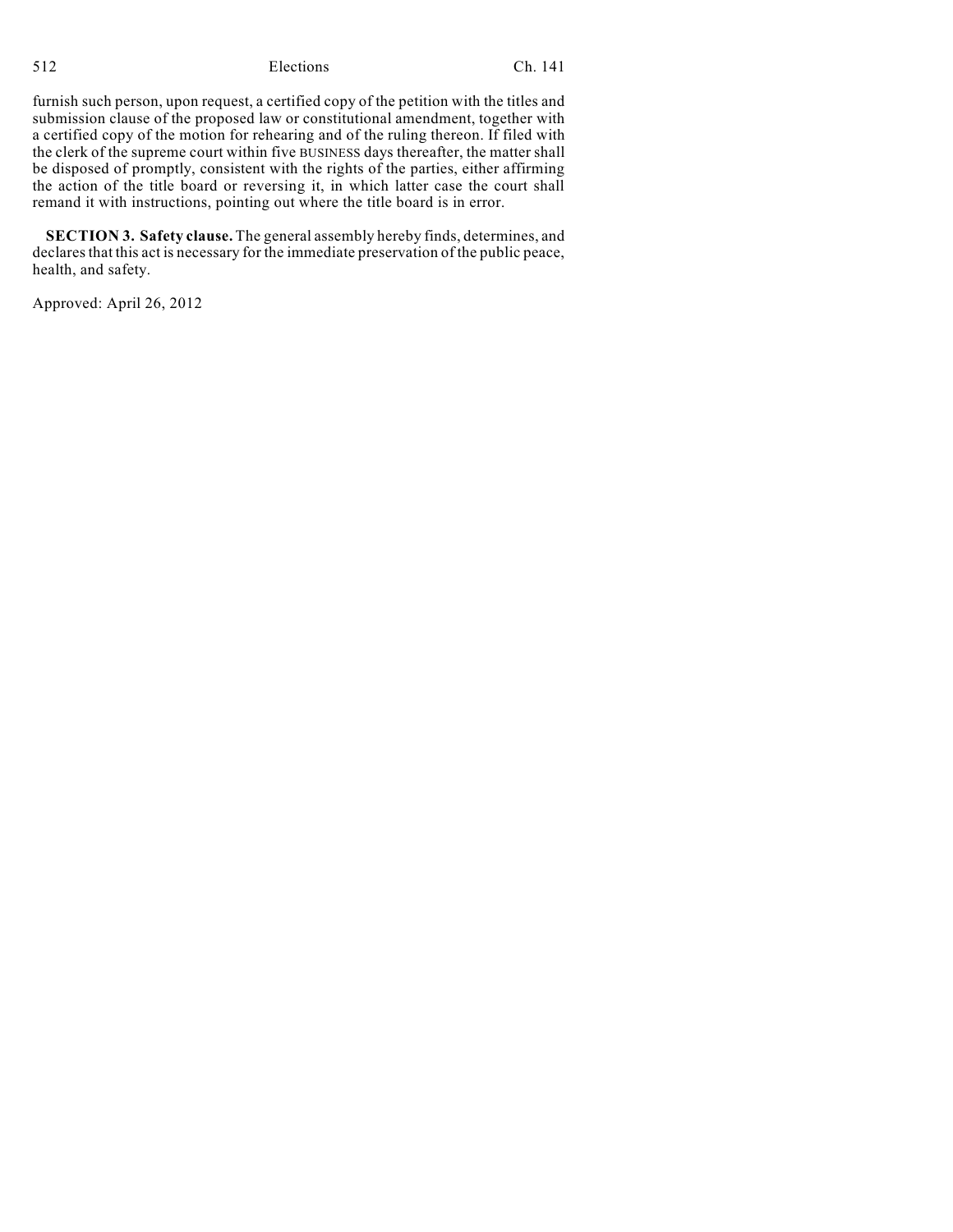furnish such person, upon request, a certified copy of the petition with the titles and submission clause of the proposed law or constitutional amendment, together with a certified copy of the motion for rehearing and of the ruling thereon. If filed with the clerk of the supreme court within five BUSINESS days thereafter, the matter shall be disposed of promptly, consistent with the rights of the parties, either affirming the action of the title board or reversing it, in which latter case the court shall remand it with instructions, pointing out where the title board is in error.

**SECTION 3. Safety clause.** The general assembly hereby finds, determines, and declares that this act is necessary for the immediate preservation of the public peace, health, and safety.

Approved: April 26, 2012